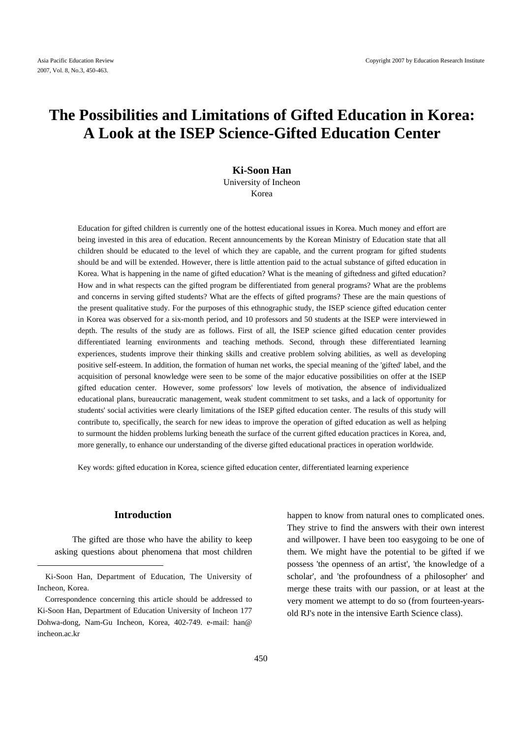# The Possibilities and Limitations of Gifted Education in Korea: A Look at the ISEP Science-Gifted Education Center

**Ki-Soon Han**
University of Incheon
Korea

Education for gifted children is currently one of the hottest educational issues in Korea. Much money and effort are being invested in this area of education. Recent announcements by the Korean Ministry of Education state that all children should be educated to the level of which they are capable, and the current program for gifted students should be and will be extended. However, there is little attention paid to the actual substance of gifted education in Korea. What is happening in the name of gifted education? What is the meaning of giftedness and gifted education? How and in what respects can the gifted program be differentiated from general programs? What are the problems and concerns in serving gifted students? What are the effects of gifted programs? These are the main questions of the present qualitative study. For the purposes of this ethnographic study, the ISEP science gifted education center in Korea was observed for a six-month period, and 10 professors and 50 students at the ISEP were interviewed in depth. The results of the study are as follows. First of all, the ISEP science gifted education center provides differentiated learning environments and teaching methods. Second, through these differentiated learning experiences, students improve their thinking skills and creative problem solving abilities, as well as developing positive self-esteem. In addition, the formation of human net works, the special meaning of the 'gifted' label, and the acquisition of personal knowledge were seen to be some of the major educative possibilities on offer at the ISEP gifted education center. However, some professors' low levels of motivation, the absence of individualized educational plans, bureaucratic management, weak student commitment to set tasks, and a lack of opportunity for students' social activities were clearly limitations of the ISEP gifted education center. The results of this study will contribute to, specifically, the search for new ideas to improve the operation of gifted education as well as helping to surmount the hidden problems lurking beneath the surface of the current gifted education practices in Korea, and, more generally, to enhance our understanding of the diverse gifted educational practices in operation worldwide.

Key words: gifted education in Korea, science gifted education center, differentiated learning experience

## Introduction

The gifted are those who have the ability to keep asking questions about phenomena that most children happen to know from natural ones to complicated ones. They strive to find the answers with their own interest and willpower. I have been too easygoing to be one of them. We might have the potential to be gifted if we possess 'the openness of an artist', 'the knowledge of a scholar', and 'the profoundness of a philosopher' and merge these traits with our passion, or at least at the very moment we attempt to do so (from fourteen-years-old RJ's note in the intensive Earth Science class).

---

Ki-Soon Han, Department of Education, The University of Incheon, Korea.

Correspondence concerning this article should be addressed to Ki-Soon Han, Department of Education University of Incheon 177 Dohwa-dong, Nam-Gu Incheon, Korea, 402-749. e-mail: han@incheon.ac.kr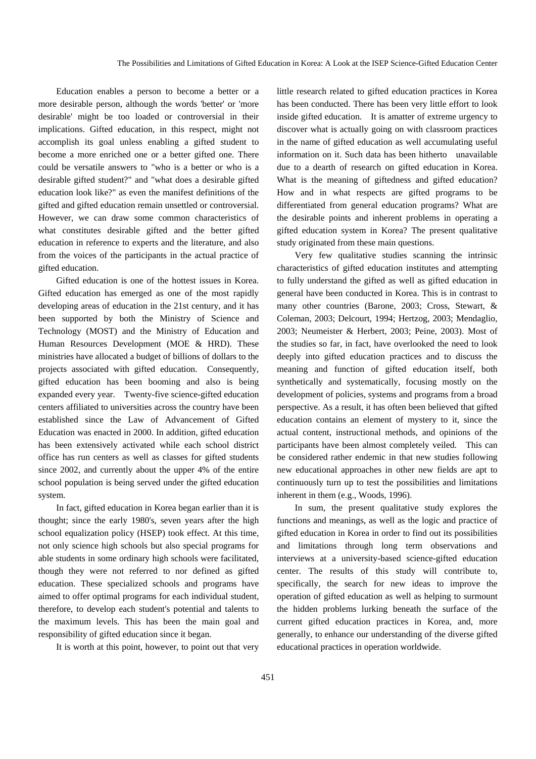Education enables a person to become a better or a more desirable person, although the words 'better' or 'more desirable' might be too loaded or controversial in their implications. Gifted education, in this respect, might not accomplish its goal unless enabling a gifted student to become a more enriched one or a better gifted one. There could be versatile answers to "who is a better or who is a desirable gifted student?" and "what does a desirable gifted education look like?" as even the manifest definitions of the gifted and gifted education remain unsettled or controversial. However, we can draw some common characteristics of what constitutes desirable gifted and the better gifted education in reference to experts and the literature, and also from the voices of the participants in the actual practice of gifted education.

Gifted education is one of the hottest issues in Korea. Gifted education has emerged as one of the most rapidly developing areas of education in the 21st century, and it has been supported by both the Ministry of Science and Technology (MOST) and the Ministry of Education and Human Resources Development (MOE & HRD). These ministries have allocated a budget of billions of dollars to the projects associated with gifted education. Consequently, gifted education has been booming and also is being expanded every year. Twenty-five science-gifted education centers affiliated to universities across the country have been established since the Law of Advancement of Gifted Education was enacted in 2000. In addition, gifted education has been extensively activated while each school district office has run centers as well as classes for gifted students since 2002, and currently about the upper 4% of the entire school population is being served under the gifted education system.

In fact, gifted education in Korea began earlier than it is thought; since the early 1980's, seven years after the high school equalization policy (HSEP) took effect. At this time, not only science high schools but also special programs for able students in some ordinary high schools were facilitated, though they were not referred to nor defined as gifted education. These specialized schools and programs have aimed to offer optimal programs for each individual student, therefore, to develop each student's potential and talents to the maximum levels. This has been the main goal and responsibility of gifted education since it began.

It is worth at this point, however, to point out that very little research related to gifted education practices in Korea has been conducted. There has been very little effort to look inside gifted education. It is amatter of extreme urgency to discover what is actually going on with classroom practices in the name of gifted education as well accumulating useful information on it. Such data has been hitherto unavailable due to a dearth of research on gifted education in Korea. What is the meaning of giftedness and gifted education? How and in what respects are gifted programs to be differentiated from general education programs? What are the desirable points and inherent problems in operating a gifted education system in Korea? The present qualitative study originated from these main questions.

Very few qualitative studies scanning the intrinsic characteristics of gifted education institutes and attempting to fully understand the gifted as well as gifted education in general have been conducted in Korea. This is in contrast to many other countries (Barone, 2003; Cross, Stewart, & Coleman, 2003; Delcourt, 1994; Hertzog, 2003; Mendaglio, 2003; Neumeister & Herbert, 2003; Peine, 2003). Most of the studies so far, in fact, have overlooked the need to look deeply into gifted education practices and to discuss the meaning and function of gifted education itself, both synthetically and systematically, focusing mostly on the development of policies, systems and programs from a broad perspective. As a result, it has often been believed that gifted education contains an element of mystery to it, since the actual content, instructional methods, and opinions of the participants have been almost completely veiled. This can be considered rather endemic in that new studies following new educational approaches in other new fields are apt to continuously turn up to test the possibilities and limitations inherent in them (e.g., Woods, 1996).

In sum, the present qualitative study explores the functions and meanings, as well as the logic and practice of gifted education in Korea in order to find out its possibilities and limitations through long term observations and interviews at a university-based science-gifted education center. The results of this study will contribute to, specifically, the search for new ideas to improve the operation of gifted education as well as helping to surmount the hidden problems lurking beneath the surface of the current gifted education practices in Korea, and, more generally, to enhance our understanding of the diverse gifted educational practices in operation worldwide.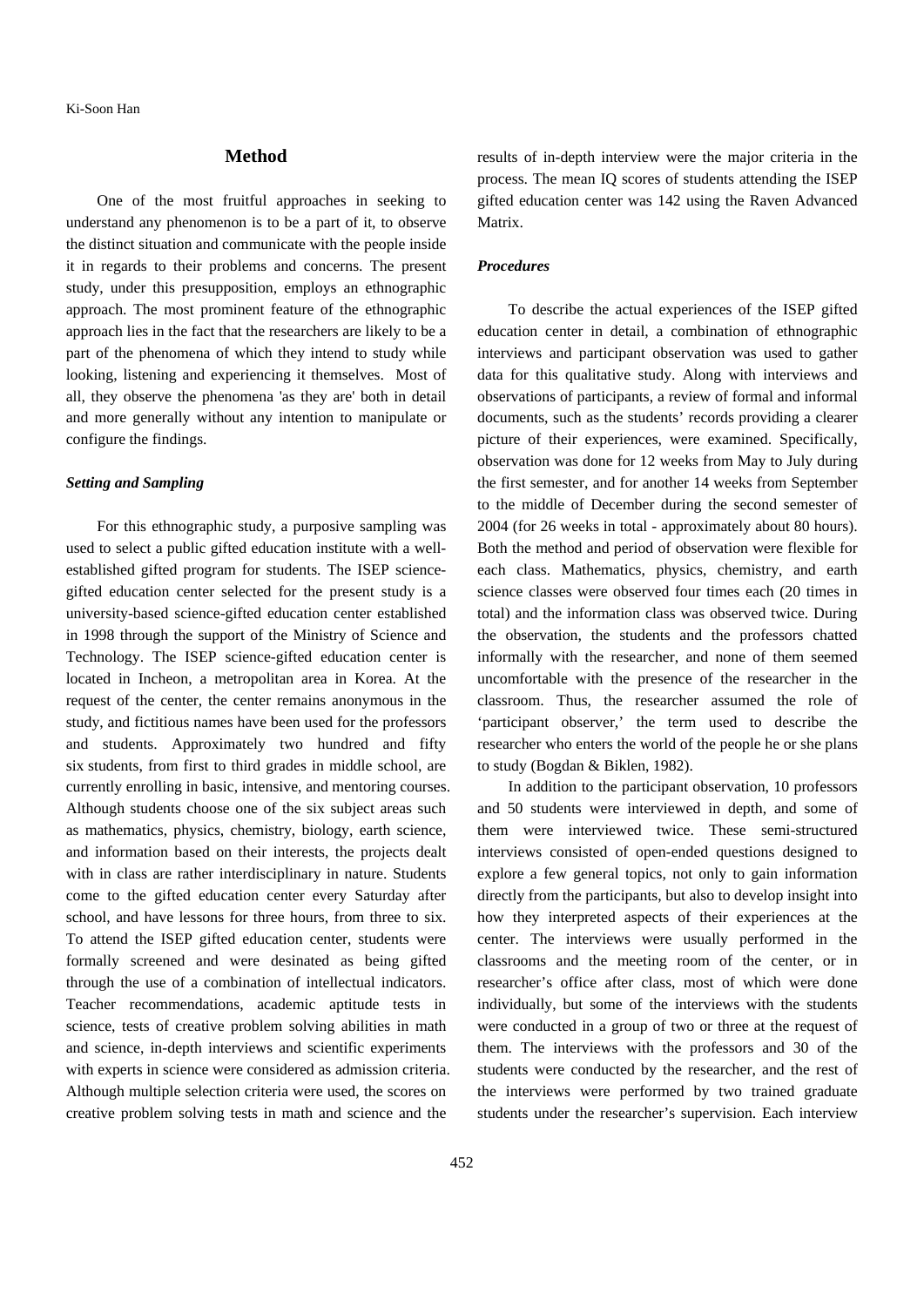## Method

One of the most fruitful approaches in seeking to understand any phenomenon is to be a part of it, to observe the distinct situation and communicate with the people inside it in regards to their problems and concerns. The present study, under this presupposition, employs an ethnographic approach. The most prominent feature of the ethnographic approach lies in the fact that the researchers are likely to be a part of the phenomena of which they intend to study while looking, listening and experiencing it themselves. Most of all, they observe the phenomena 'as they are' both in detail and more generally without any intention to manipulate or configure the findings.

### *Setting and Sampling*

For this ethnographic study, a purposive sampling was used to select a public gifted education institute with a well-established gifted program for students. The ISEP science-gifted education center selected for the present study is a university-based science-gifted education center established in 1998 through the support of the Ministry of Science and Technology. The ISEP science-gifted education center is located in Incheon, a metropolitan area in Korea. At the request of the center, the center remains anonymous in the study, and fictitious names have been used for the professors and students. Approximately two hundred and fifty six students, from first to third grades in middle school, are currently enrolling in basic, intensive, and mentoring courses. Although students choose one of the six subject areas such as mathematics, physics, chemistry, biology, earth science, and information based on their interests, the projects dealt with in class are rather interdisciplinary in nature. Students come to the gifted education center every Saturday after school, and have lessons for three hours, from three to six. To attend the ISEP gifted education center, students were formally screened and were desinated as being gifted through the use of a combination of intellectual indicators. Teacher recommendations, academic aptitude tests in science, tests of creative problem solving abilities in math and science, in-depth interviews and scientific experiments with experts in science were considered as admission criteria. Although multiple selection criteria were used, the scores on creative problem solving tests in math and science and the results of in-depth interview were the major criteria in the process. The mean IQ scores of students attending the ISEP gifted education center was 142 using the Raven Advanced Matrix.

### *Procedures*

To describe the actual experiences of the ISEP gifted education center in detail, a combination of ethnographic interviews and participant observation was used to gather data for this qualitative study. Along with interviews and observations of participants, a review of formal and informal documents, such as the students' records providing a clearer picture of their experiences, were examined. Specifically, observation was done for 12 weeks from May to July during the first semester, and for another 14 weeks from September to the middle of December during the second semester of 2004 (for 26 weeks in total - approximately about 80 hours). Both the method and period of observation were flexible for each class. Mathematics, physics, chemistry, and earth science classes were observed four times each (20 times in total) and the information class was observed twice. During the observation, the students and the professors chatted informally with the researcher, and none of them seemed uncomfortable with the presence of the researcher in the classroom. Thus, the researcher assumed the role of 'participant observer,' the term used to describe the researcher who enters the world of the people he or she plans to study (Bogdan & Biklen, 1982).

In addition to the participant observation, 10 professors and 50 students were interviewed in depth, and some of them were interviewed twice. These semi-structured interviews consisted of open-ended questions designed to explore a few general topics, not only to gain information directly from the participants, but also to develop insight into how they interpreted aspects of their experiences at the center. The interviews were usually performed in the classrooms and the meeting room of the center, or in researcher's office after class, most of which were done individually, but some of the interviews with the students were conducted in a group of two or three at the request of them. The interviews with the professors and 30 of the students were conducted by the researcher, and the rest of the interviews were performed by two trained graduate students under the researcher's supervision. Each interview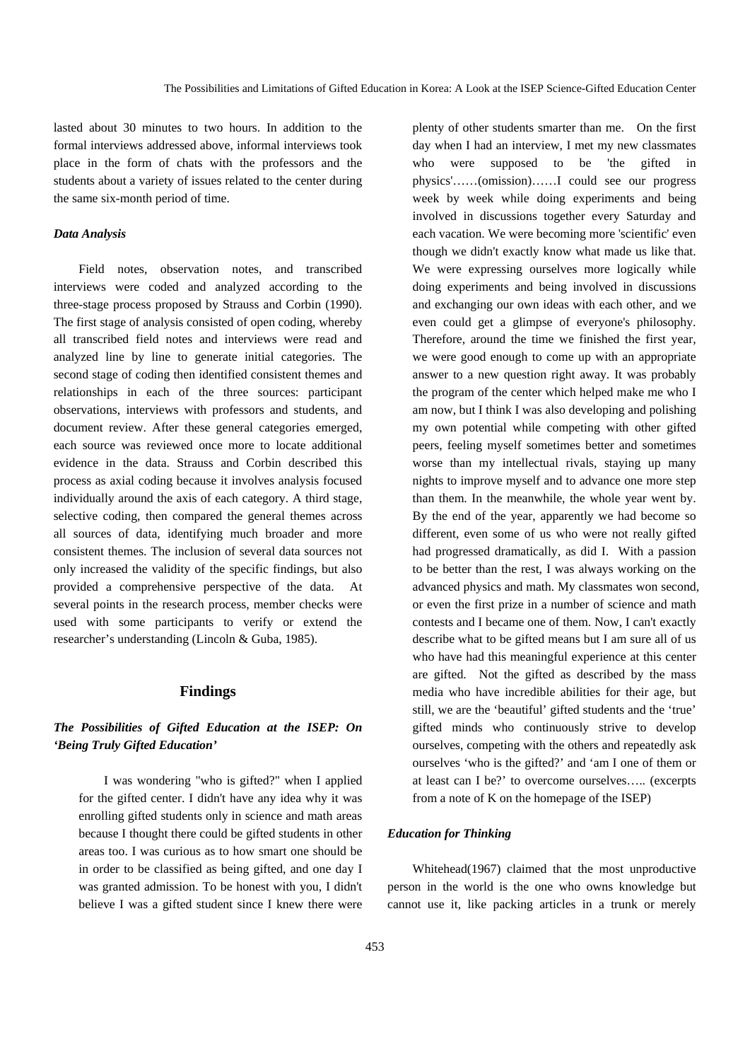lasted about 30 minutes to two hours. In addition to the formal interviews addressed above, informal interviews took place in the form of chats with the professors and the students about a variety of issues related to the center during the same six-month period of time.

### *Data Analysis*

Field notes, observation notes, and transcribed interviews were coded and analyzed according to the three-stage process proposed by Strauss and Corbin (1990). The first stage of analysis consisted of open coding, whereby all transcribed field notes and interviews were read and analyzed line by line to generate initial categories. The second stage of coding then identified consistent themes and relationships in each of the three sources: participant observations, interviews with professors and students, and document review. After these general categories emerged, each source was reviewed once more to locate additional evidence in the data. Strauss and Corbin described this process as axial coding because it involves analysis focused individually around the axis of each category. A third stage, selective coding, then compared the general themes across all sources of data, identifying much broader and more consistent themes. The inclusion of several data sources not only increased the validity of the specific findings, but also provided a comprehensive perspective of the data. At several points in the research process, member checks were used with some participants to verify or extend the researcher's understanding (Lincoln & Guba, 1985).

## Findings

### *The Possibilities of Gifted Education at the ISEP: On 'Being Truly Gifted Education'*

> I was wondering "who is gifted?" when I applied for the gifted center. I didn't have any idea why it was enrolling gifted students only in science and math areas because I thought there could be gifted students in other areas too. I was curious as to how smart one should be in order to be classified as being gifted, and one day I was granted admission. To be honest with you, I didn't believe I was a gifted student since I knew there were plenty of other students smarter than me. On the first day when I had an interview, I met my new classmates who were supposed to be 'the gifted in physics'……(omission)……I could see our progress week by week while doing experiments and being involved in discussions together every Saturday and each vacation. We were becoming more 'scientific' even though we didn't exactly know what made us like that. We were expressing ourselves more logically while doing experiments and being involved in discussions and exchanging our own ideas with each other, and we even could get a glimpse of everyone's philosophy. Therefore, around the time we finished the first year, we were good enough to come up with an appropriate answer to a new question right away. It was probably the program of the center which helped make me who I am now, but I think I was also developing and polishing my own potential while competing with other gifted peers, feeling myself sometimes better and sometimes worse than my intellectual rivals, staying up many nights to improve myself and to advance one more step than them. In the meanwhile, the whole year went by. By the end of the year, apparently we had become so different, even some of us who were not really gifted had progressed dramatically, as did I. With a passion to be better than the rest, I was always working on the advanced physics and math. My classmates won second, or even the first prize in a number of science and math contests and I became one of them. Now, I can't exactly describe what to be gifted means but I am sure all of us who have had this meaningful experience at this center are gifted. Not the gifted as described by the mass media who have incredible abilities for their age, but still, we are the 'beautiful' gifted students and the 'true' gifted minds who continuously strive to develop ourselves, competing with the others and repeatedly ask ourselves 'who is the gifted?' and 'am I one of them or at least can I be?' to overcome ourselves….. (excerpts from a note of K on the homepage of the ISEP)

### *Education for Thinking*

Whitehead(1967) claimed that the most unproductive person in the world is the one who owns knowledge but cannot use it, like packing articles in a trunk or merely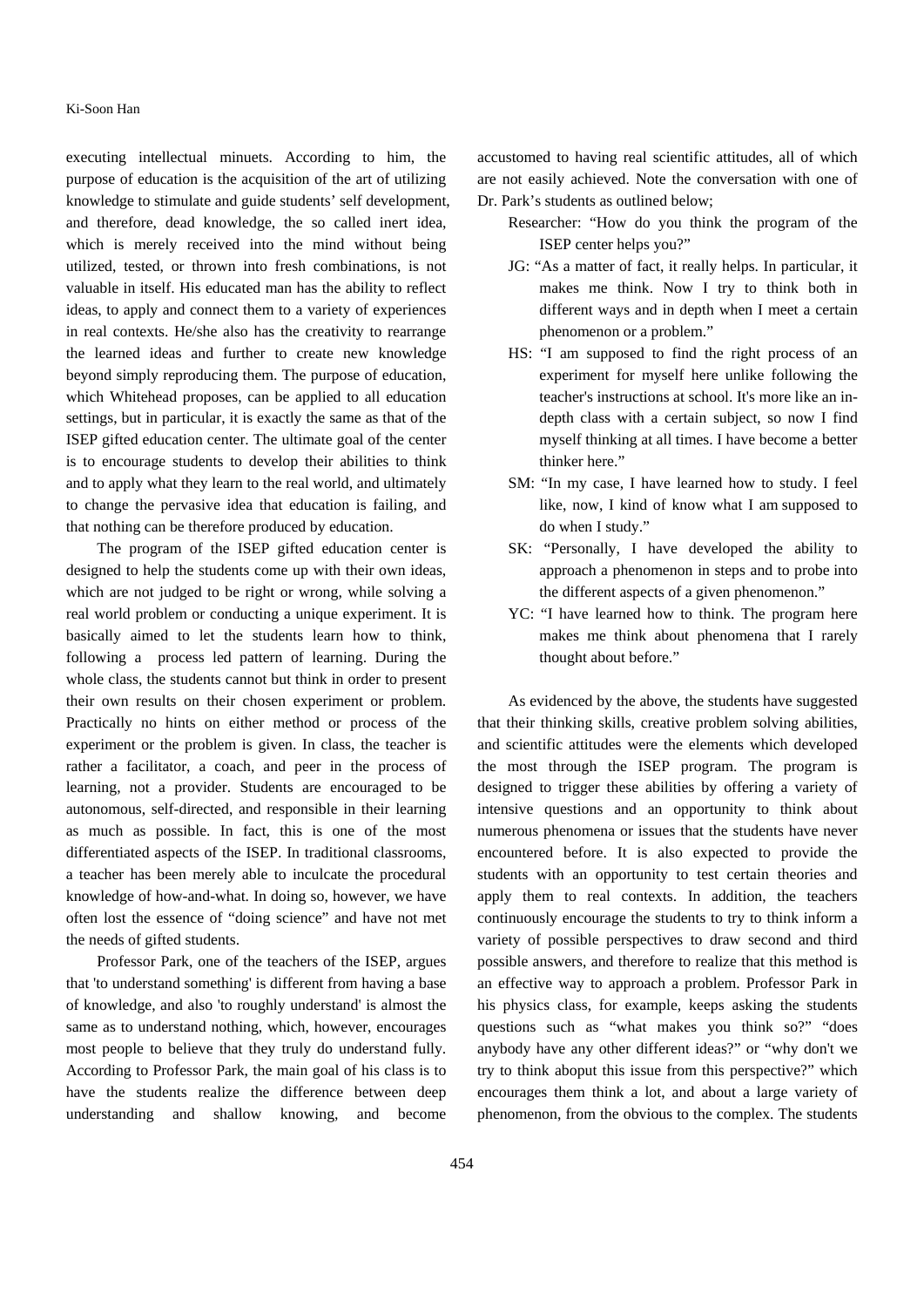executing intellectual minuets. According to him, the purpose of education is the acquisition of the art of utilizing knowledge to stimulate and guide students' self development, and therefore, dead knowledge, the so called inert idea, which is merely received into the mind without being utilized, tested, or thrown into fresh combinations, is not valuable in itself. His educated man has the ability to reflect ideas, to apply and connect them to a variety of experiences in real contexts. He/she also has the creativity to rearrange the learned ideas and further to create new knowledge beyond simply reproducing them. The purpose of education, which Whitehead proposes, can be applied to all education settings, but in particular, it is exactly the same as that of the ISEP gifted education center. The ultimate goal of the center is to encourage students to develop their abilities to think and to apply what they learn to the real world, and ultimately to change the pervasive idea that education is failing, and that nothing can be therefore produced by education.

The program of the ISEP gifted education center is designed to help the students come up with their own ideas, which are not judged to be right or wrong, while solving a real world problem or conducting a unique experiment. It is basically aimed to let the students learn how to think, following a process led pattern of learning. During the whole class, the students cannot but think in order to present their own results on their chosen experiment or problem. Practically no hints on either method or process of the experiment or the problem is given. In class, the teacher is rather a facilitator, a coach, and peer in the process of learning, not a provider. Students are encouraged to be autonomous, self-directed, and responsible in their learning as much as possible. In fact, this is one of the most differentiated aspects of the ISEP. In traditional classrooms, a teacher has been merely able to inculcate the procedural knowledge of how-and-what. In doing so, however, we have often lost the essence of "doing science" and have not met the needs of gifted students.

Professor Park, one of the teachers of the ISEP, argues that 'to understand something' is different from having a base of knowledge, and also 'to roughly understand' is almost the same as to understand nothing, which, however, encourages most people to believe that they truly do understand fully. According to Professor Park, the main goal of his class is to have the students realize the difference between deep understanding and shallow knowing, and become accustomed to having real scientific attitudes, all of which are not easily achieved. Note the conversation with one of Dr. Park's students as outlined below;

> Researcher: "How do you think the program of the ISEP center helps you?"
>
> JG: "As a matter of fact, it really helps. In particular, it makes me think. Now I try to think both in different ways and in depth when I meet a certain phenomenon or a problem."
>
> HS: "I am supposed to find the right process of an experiment for myself here unlike following the teacher's instructions at school. It's more like an in-depth class with a certain subject, so now I find myself thinking at all times. I have become a better thinker here."
>
> SM: "In my case, I have learned how to study. I feel like, now, I kind of know what I am supposed to do when I study."
>
> SK: "Personally, I have developed the ability to approach a phenomenon in steps and to probe into the different aspects of a given phenomenon."
>
> YC: "I have learned how to think. The program here makes me think about phenomena that I rarely thought about before."

As evidenced by the above, the students have suggested that their thinking skills, creative problem solving abilities, and scientific attitudes were the elements which developed the most through the ISEP program. The program is designed to trigger these abilities by offering a variety of intensive questions and an opportunity to think about numerous phenomena or issues that the students have never encountered before. It is also expected to provide the students with an opportunity to test certain theories and apply them to real contexts. In addition, the teachers continuously encourage the students to try to think inform a variety of possible perspectives to draw second and third possible answers, and therefore to realize that this method is an effective way to approach a problem. Professor Park in his physics class, for example, keeps asking the students questions such as "what makes you think so?" "does anybody have any other different ideas?" or "why don't we try to think aboput this issue from this perspective?" which encourages them think a lot, and about a large variety of phenomenon, from the obvious to the complex. The students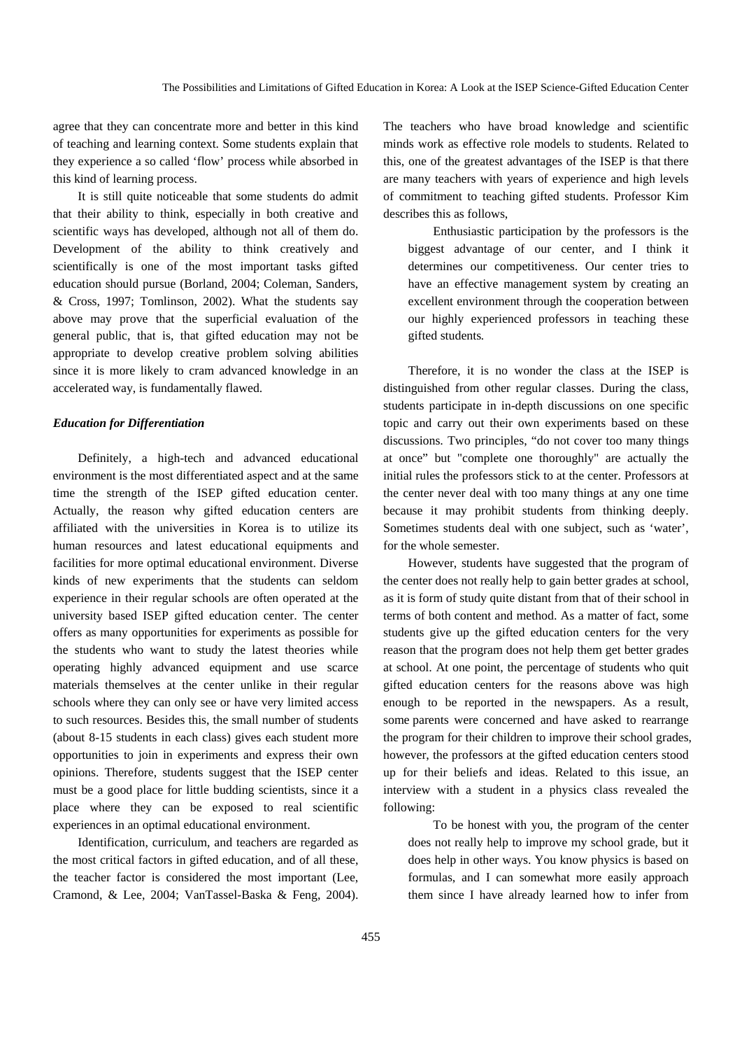agree that they can concentrate more and better in this kind of teaching and learning context. Some students explain that they experience a so called 'flow' process while absorbed in this kind of learning process.

It is still quite noticeable that some students do admit that their ability to think, especially in both creative and scientific ways has developed, although not all of them do. Development of the ability to think creatively and scientifically is one of the most important tasks gifted education should pursue (Borland, 2004; Coleman, Sanders, & Cross, 1997; Tomlinson, 2002). What the students say above may prove that the superficial evaluation of the general public, that is, that gifted education may not be appropriate to develop creative problem solving abilities since it is more likely to cram advanced knowledge in an accelerated way, is fundamentally flawed.

### *Education for Differentiation*

Definitely, a high-tech and advanced educational environment is the most differentiated aspect and at the same time the strength of the ISEP gifted education center. Actually, the reason why gifted education centers are affiliated with the universities in Korea is to utilize its human resources and latest educational equipments and facilities for more optimal educational environment. Diverse kinds of new experiments that the students can seldom experience in their regular schools are often operated at the university based ISEP gifted education center. The center offers as many opportunities for experiments as possible for the students who want to study the latest theories while operating highly advanced equipment and use scarce materials themselves at the center unlike in their regular schools where they can only see or have very limited access to such resources. Besides this, the small number of students (about 8-15 students in each class) gives each student more opportunities to join in experiments and express their own opinions. Therefore, students suggest that the ISEP center must be a good place for little budding scientists, since it a place where they can be exposed to real scientific experiences in an optimal educational environment.

Identification, curriculum, and teachers are regarded as the most critical factors in gifted education, and of all these, the teacher factor is considered the most important (Lee, Cramond, & Lee, 2004; VanTassel-Baska & Feng, 2004). The teachers who have broad knowledge and scientific minds work as effective role models to students. Related to this, one of the greatest advantages of the ISEP is that there are many teachers with years of experience and high levels of commitment to teaching gifted students. Professor Kim describes this as follows,

> Enthusiastic participation by the professors is the biggest advantage of our center, and I think it determines our competitiveness. Our center tries to have an effective management system by creating an excellent environment through the cooperation between our highly experienced professors in teaching these gifted students.

Therefore, it is no wonder the class at the ISEP is distinguished from other regular classes. During the class, students participate in in-depth discussions on one specific topic and carry out their own experiments based on these discussions. Two principles, "do not cover too many things at once" but "complete one thoroughly" are actually the initial rules the professors stick to at the center. Professors at the center never deal with too many things at any one time because it may prohibit students from thinking deeply. Sometimes students deal with one subject, such as 'water', for the whole semester.

However, students have suggested that the program of the center does not really help to gain better grades at school, as it is form of study quite distant from that of their school in terms of both content and method. As a matter of fact, some students give up the gifted education centers for the very reason that the program does not help them get better grades at school. At one point, the percentage of students who quit gifted education centers for the reasons above was high enough to be reported in the newspapers. As a result, some parents were concerned and have asked to rearrange the program for their children to improve their school grades, however, the professors at the gifted education centers stood up for their beliefs and ideas. Related to this issue, an interview with a student in a physics class revealed the following:

> To be honest with you, the program of the center does not really help to improve my school grade, but it does help in other ways. You know physics is based on formulas, and I can somewhat more easily approach them since I have already learned how to infer from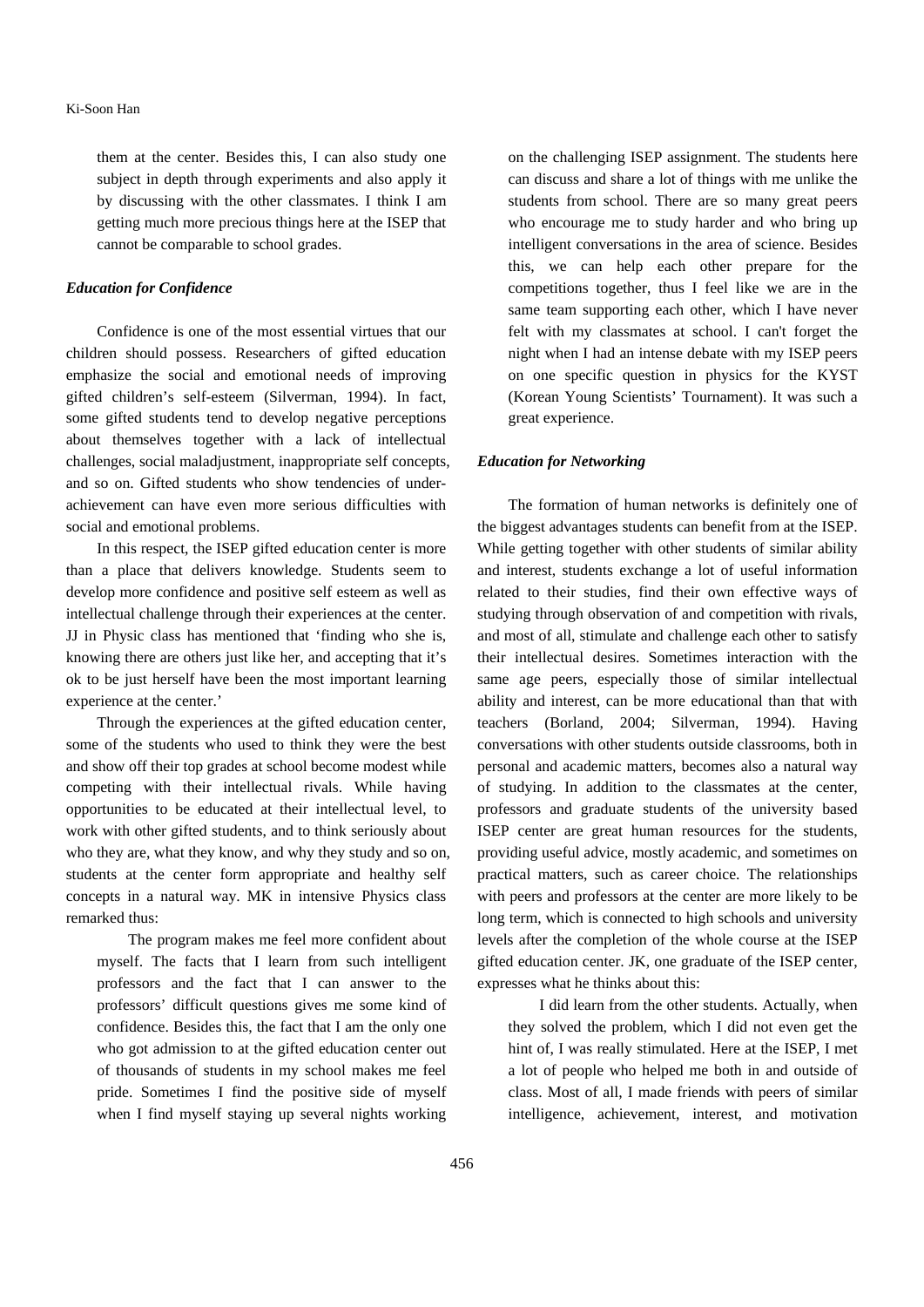them at the center. Besides this, I can also study one subject in depth through experiments and also apply it by discussing with the other classmates. I think I am getting much more precious things here at the ISEP that cannot be comparable to school grades.

### *Education for Confidence*

Confidence is one of the most essential virtues that our children should possess. Researchers of gifted education emphasize the social and emotional needs of improving gifted children's self-esteem (Silverman, 1994). In fact, some gifted students tend to develop negative perceptions about themselves together with a lack of intellectual challenges, social maladjustment, inappropriate self concepts, and so on. Gifted students who show tendencies of under-achievement can have even more serious difficulties with social and emotional problems.

In this respect, the ISEP gifted education center is more than a place that delivers knowledge. Students seem to develop more confidence and positive self esteem as well as intellectual challenge through their experiences at the center. JJ in Physic class has mentioned that 'finding who she is, knowing there are others just like her, and accepting that it's ok to be just herself have been the most important learning experience at the center.'

Through the experiences at the gifted education center, some of the students who used to think they were the best and show off their top grades at school become modest while competing with their intellectual rivals. While having opportunities to be educated at their intellectual level, to work with other gifted students, and to think seriously about who they are, what they know, and why they study and so on, students at the center form appropriate and healthy self concepts in a natural way. MK in intensive Physics class remarked thus:

> The program makes me feel more confident about myself. The facts that I learn from such intelligent professors and the fact that I can answer to the professors' difficult questions gives me some kind of confidence. Besides this, the fact that I am the only one who got admission to at the gifted education center out of thousands of students in my school makes me feel pride. Sometimes I find the positive side of myself when I find myself staying up several nights working on the challenging ISEP assignment. The students here can discuss and share a lot of things with me unlike the students from school. There are so many great peers who encourage me to study harder and who bring up intelligent conversations in the area of science. Besides this, we can help each other prepare for the competitions together, thus I feel like we are in the same team supporting each other, which I have never felt with my classmates at school. I can't forget the night when I had an intense debate with my ISEP peers on one specific question in physics for the KYST (Korean Young Scientists' Tournament). It was such a great experience.

### *Education for Networking*

The formation of human networks is definitely one of the biggest advantages students can benefit from at the ISEP. While getting together with other students of similar ability and interest, students exchange a lot of useful information related to their studies, find their own effective ways of studying through observation of and competition with rivals, and most of all, stimulate and challenge each other to satisfy their intellectual desires. Sometimes interaction with the same age peers, especially those of similar intellectual ability and interest, can be more educational than that with teachers (Borland, 2004; Silverman, 1994). Having conversations with other students outside classrooms, both in personal and academic matters, becomes also a natural way of studying. In addition to the classmates at the center, professors and graduate students of the university based ISEP center are great human resources for the students, providing useful advice, mostly academic, and sometimes on practical matters, such as career choice. The relationships with peers and professors at the center are more likely to be long term, which is connected to high schools and university levels after the completion of the whole course at the ISEP gifted education center. JK, one graduate of the ISEP center, expresses what he thinks about this:

> I did learn from the other students. Actually, when they solved the problem, which I did not even get the hint of, I was really stimulated. Here at the ISEP, I met a lot of people who helped me both in and outside of class. Most of all, I made friends with peers of similar intelligence, achievement, interest, and motivation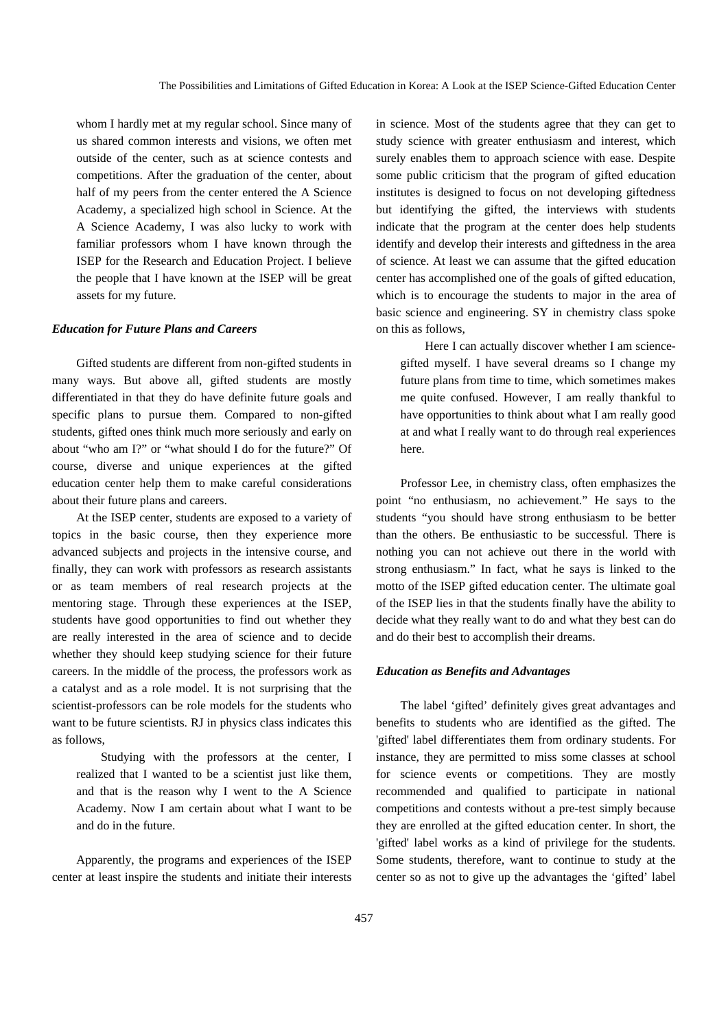whom I hardly met at my regular school. Since many of us shared common interests and visions, we often met outside of the center, such as at science contests and competitions. After the graduation of the center, about half of my peers from the center entered the A Science Academy, a specialized high school in Science. At the A Science Academy, I was also lucky to work with familiar professors whom I have known through the ISEP for the Research and Education Project. I believe the people that I have known at the ISEP will be great assets for my future.

### *Education for Future Plans and Careers*

Gifted students are different from non-gifted students in many ways. But above all, gifted students are mostly differentiated in that they do have definite future goals and specific plans to pursue them. Compared to non-gifted students, gifted ones think much more seriously and early on about "who am I?" or "what should I do for the future?" Of course, diverse and unique experiences at the gifted education center help them to make careful considerations about their future plans and careers.

At the ISEP center, students are exposed to a variety of topics in the basic course, then they experience more advanced subjects and projects in the intensive course, and finally, they can work with professors as research assistants or as team members of real research projects at the mentoring stage. Through these experiences at the ISEP, students have good opportunities to find out whether they are really interested in the area of science and to decide whether they should keep studying science for their future careers. In the middle of the process, the professors work as a catalyst and as a role model. It is not surprising that the scientist-professors can be role models for the students who want to be future scientists. RJ in physics class indicates this as follows,

> Studying with the professors at the center, I realized that I wanted to be a scientist just like them, and that is the reason why I went to the A Science Academy. Now I am certain about what I want to be and do in the future.

Apparently, the programs and experiences of the ISEP center at least inspire the students and initiate their interests in science. Most of the students agree that they can get to study science with greater enthusiasm and interest, which surely enables them to approach science with ease. Despite some public criticism that the program of gifted education institutes is designed to focus on not developing giftedness but identifying the gifted, the interviews with students indicate that the program at the center does help students identify and develop their interests and giftedness in the area of science. At least we can assume that the gifted education center has accomplished one of the goals of gifted education, which is to encourage the students to major in the area of basic science and engineering. SY in chemistry class spoke on this as follows,

> Here I can actually discover whether I am science-gifted myself. I have several dreams so I change my future plans from time to time, which sometimes makes me quite confused. However, I am really thankful to have opportunities to think about what I am really good at and what I really want to do through real experiences here.

Professor Lee, in chemistry class, often emphasizes the point "no enthusiasm, no achievement." He says to the students "you should have strong enthusiasm to be better than the others. Be enthusiastic to be successful. There is nothing you can not achieve out there in the world with strong enthusiasm." In fact, what he says is linked to the motto of the ISEP gifted education center. The ultimate goal of the ISEP lies in that the students finally have the ability to decide what they really want to do and what they best can do and do their best to accomplish their dreams.

### *Education as Benefits and Advantages*

The label 'gifted' definitely gives great advantages and benefits to students who are identified as the gifted. The 'gifted' label differentiates them from ordinary students. For instance, they are permitted to miss some classes at school for science events or competitions. They are mostly recommended and qualified to participate in national competitions and contests without a pre-test simply because they are enrolled at the gifted education center. In short, the 'gifted' label works as a kind of privilege for the students. Some students, therefore, want to continue to study at the center so as not to give up the advantages the 'gifted' label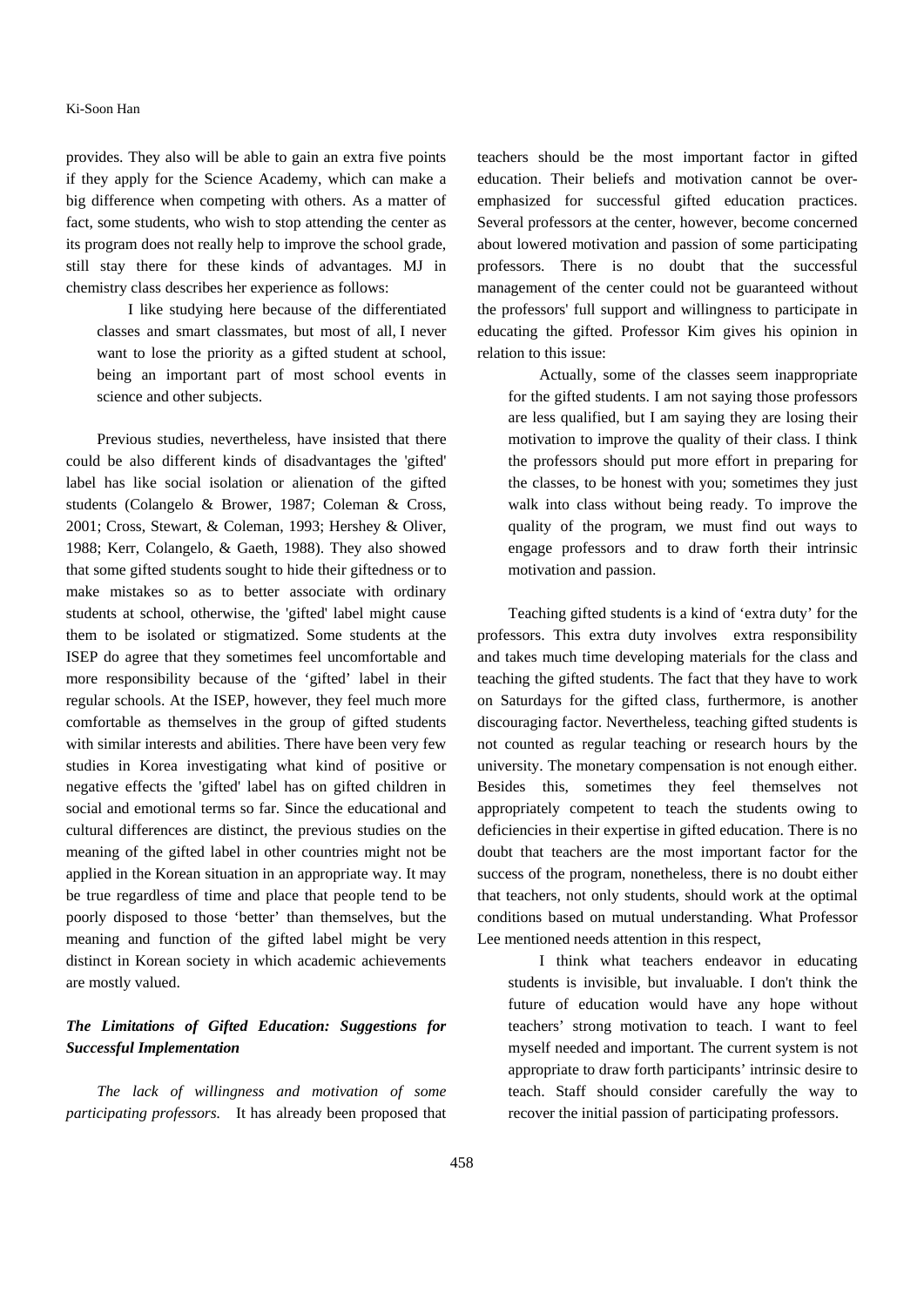provides. They also will be able to gain an extra five points if they apply for the Science Academy, which can make a big difference when competing with others. As a matter of fact, some students, who wish to stop attending the center as its program does not really help to improve the school grade, still stay there for these kinds of advantages. MJ in chemistry class describes her experience as follows:

> I like studying here because of the differentiated classes and smart classmates, but most of all, I never want to lose the priority as a gifted student at school, being an important part of most school events in science and other subjects.

Previous studies, nevertheless, have insisted that there could be also different kinds of disadvantages the 'gifted' label has like social isolation or alienation of the gifted students (Colangelo & Brower, 1987; Coleman & Cross, 2001; Cross, Stewart, & Coleman, 1993; Hershey & Oliver, 1988; Kerr, Colangelo, & Gaeth, 1988). They also showed that some gifted students sought to hide their giftedness or to make mistakes so as to better associate with ordinary students at school, otherwise, the 'gifted' label might cause them to be isolated or stigmatized. Some students at the ISEP do agree that they sometimes feel uncomfortable and more responsibility because of the 'gifted' label in their regular schools. At the ISEP, however, they feel much more comfortable as themselves in the group of gifted students with similar interests and abilities. There have been very few studies in Korea investigating what kind of positive or negative effects the 'gifted' label has on gifted children in social and emotional terms so far. Since the educational and cultural differences are distinct, the previous studies on the meaning of the gifted label in other countries might not be applied in the Korean situation in an appropriate way. It may be true regardless of time and place that people tend to be poorly disposed to those 'better' than themselves, but the meaning and function of the gifted label might be very distinct in Korean society in which academic achievements are mostly valued.

### *The Limitations of Gifted Education: Suggestions for Successful Implementation*

*The lack of willingness and motivation of some participating professors.* It has already been proposed that teachers should be the most important factor in gifted education. Their beliefs and motivation cannot be over-emphasized for successful gifted education practices. Several professors at the center, however, become concerned about lowered motivation and passion of some participating professors. There is no doubt that the successful management of the center could not be guaranteed without the professors' full support and willingness to participate in educating the gifted. Professor Kim gives his opinion in relation to this issue:

> Actually, some of the classes seem inappropriate for the gifted students. I am not saying those professors are less qualified, but I am saying they are losing their motivation to improve the quality of their class. I think the professors should put more effort in preparing for the classes, to be honest with you; sometimes they just walk into class without being ready. To improve the quality of the program, we must find out ways to engage professors and to draw forth their intrinsic motivation and passion.

Teaching gifted students is a kind of 'extra duty' for the professors. This extra duty involves extra responsibility and takes much time developing materials for the class and teaching the gifted students. The fact that they have to work on Saturdays for the gifted class, furthermore, is another discouraging factor. Nevertheless, teaching gifted students is not counted as regular teaching or research hours by the university. The monetary compensation is not enough either. Besides this, sometimes they feel themselves not appropriately competent to teach the students owing to deficiencies in their expertise in gifted education. There is no doubt that teachers are the most important factor for the success of the program, nonetheless, there is no doubt either that teachers, not only students, should work at the optimal conditions based on mutual understanding. What Professor Lee mentioned needs attention in this respect,

> I think what teachers endeavor in educating students is invisible, but invaluable. I don't think the future of education would have any hope without teachers' strong motivation to teach. I want to feel myself needed and important. The current system is not appropriate to draw forth participants' intrinsic desire to teach. Staff should consider carefully the way to recover the initial passion of participating professors.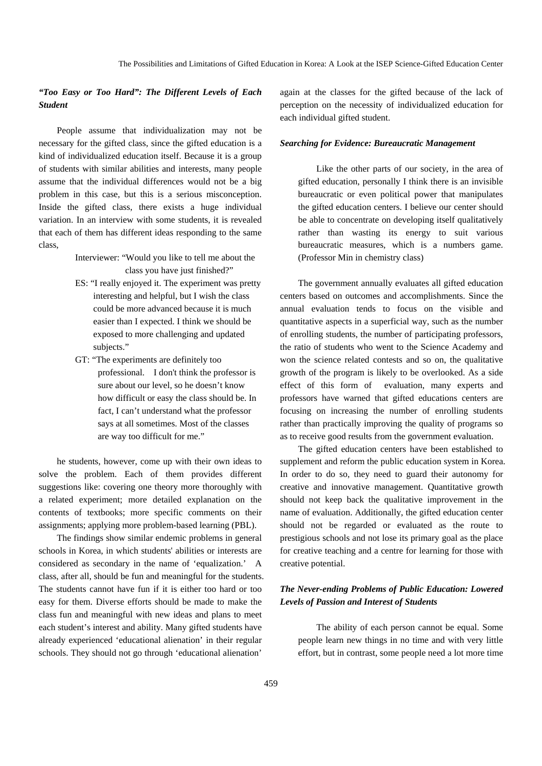### *"Too Easy or Too Hard": The Different Levels of Each Student*

People assume that individualization may not be necessary for the gifted class, since the gifted education is a kind of individualized education itself. Because it is a group of students with similar abilities and interests, many people assume that the individual differences would not be a big problem in this case, but this is a serious misconception. Inside the gifted class, there exists a huge individual variation. In an interview with some students, it is revealed that each of them has different ideas responding to the same class,

> Interviewer: "Would you like to tell me about the class you have just finished?"
>
> ES: "I really enjoyed it. The experiment was pretty interesting and helpful, but I wish the class could be more advanced because it is much easier than I expected. I think we should be exposed to more challenging and updated subjects."
>
> GT: "The experiments are definitely too professional. I don't think the professor is sure about our level, so he doesn't know how difficult or easy the class should be. In fact, I can't understand what the professor says at all sometimes. Most of the classes are way too difficult for me."

he students, however, come up with their own ideas to solve the problem. Each of them provides different suggestions like: covering one theory more thoroughly with a related experiment; more detailed explanation on the contents of textbooks; more specific comments on their assignments; applying more problem-based learning (PBL).

The findings show similar endemic problems in general schools in Korea, in which students' abilities or interests are considered as secondary in the name of 'equalization.' A class, after all, should be fun and meaningful for the students. The students cannot have fun if it is either too hard or too easy for them. Diverse efforts should be made to make the class fun and meaningful with new ideas and plans to meet each student's interest and ability. Many gifted students have already experienced 'educational alienation' in their regular schools. They should not go through 'educational alienation' again at the classes for the gifted because of the lack of perception on the necessity of individualized education for each individual gifted student.

### *Searching for Evidence: Bureaucratic Management*

> Like the other parts of our society, in the area of gifted education, personally I think there is an invisible bureaucratic or even political power that manipulates the gifted education centers. I believe our center should be able to concentrate on developing itself qualitatively rather than wasting its energy to suit various bureaucratic measures, which is a numbers game. (Professor Min in chemistry class)

The government annually evaluates all gifted education centers based on outcomes and accomplishments. Since the annual evaluation tends to focus on the visible and quantitative aspects in a superficial way, such as the number of enrolling students, the number of participating professors, the ratio of students who went to the Science Academy and won the science related contests and so on, the qualitative growth of the program is likely to be overlooked. As a side effect of this form of evaluation, many experts and professors have warned that gifted educations centers are focusing on increasing the number of enrolling students rather than practically improving the quality of programs so as to receive good results from the government evaluation.

The gifted education centers have been established to supplement and reform the public education system in Korea. In order to do so, they need to guard their autonomy for creative and innovative management. Quantitative growth should not keep back the qualitative improvement in the name of evaluation. Additionally, the gifted education center should not be regarded or evaluated as the route to prestigious schools and not lose its primary goal as the place for creative teaching and a centre for learning for those with creative potential.

### *The Never-ending Problems of Public Education: Lowered Levels of Passion and Interest of Students*

> The ability of each person cannot be equal. Some people learn new things in no time and with very little effort, but in contrast, some people need a lot more time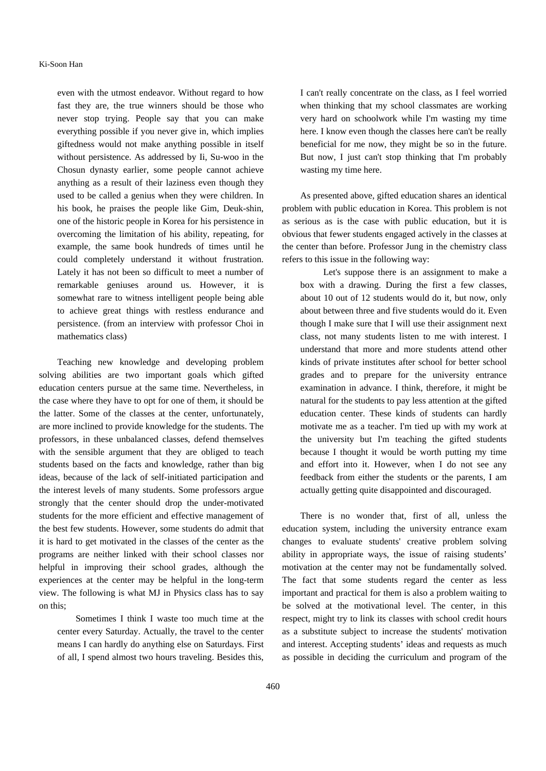even with the utmost endeavor. Without regard to how fast they are, the true winners should be those who never stop trying. People say that you can make everything possible if you never give in, which implies giftedness would not make anything possible in itself without persistence. As addressed by Ii, Su-woo in the Chosun dynasty earlier, some people cannot achieve anything as a result of their laziness even though they used to be called a genius when they were children. In his book, he praises the people like Gim, Deuk-shin, one of the historic people in Korea for his persistence in overcoming the limitation of his ability, repeating, for example, the same book hundreds of times until he could completely understand it without frustration. Lately it has not been so difficult to meet a number of remarkable geniuses around us. However, it is somewhat rare to witness intelligent people being able to achieve great things with restless endurance and persistence. (from an interview with professor Choi in mathematics class)

Teaching new knowledge and developing problem solving abilities are two important goals which gifted education centers pursue at the same time. Nevertheless, in the case where they have to opt for one of them, it should be the latter. Some of the classes at the center, unfortunately, are more inclined to provide knowledge for the students. The professors, in these unbalanced classes, defend themselves with the sensible argument that they are obliged to teach students based on the facts and knowledge, rather than big ideas, because of the lack of self-initiated participation and the interest levels of many students. Some professors argue strongly that the center should drop the under-motivated students for the more efficient and effective management of the best few students. However, some students do admit that it is hard to get motivated in the classes of the center as the programs are neither linked with their school classes nor helpful in improving their school grades, although the experiences at the center may be helpful in the long-term view. The following is what MJ in Physics class has to say on this;

> Sometimes I think I waste too much time at the center every Saturday. Actually, the travel to the center means I can hardly do anything else on Saturdays. First of all, I spend almost two hours traveling. Besides this, I can't really concentrate on the class, as I feel worried when thinking that my school classmates are working very hard on schoolwork while I'm wasting my time here. I know even though the classes here can't be really beneficial for me now, they might be so in the future. But now, I just can't stop thinking that I'm probably wasting my time here.

As presented above, gifted education shares an identical problem with public education in Korea. This problem is not as serious as is the case with public education, but it is obvious that fewer students engaged actively in the classes at the center than before. Professor Jung in the chemistry class refers to this issue in the following way:

> Let's suppose there is an assignment to make a box with a drawing. During the first a few classes, about 10 out of 12 students would do it, but now, only about between three and five students would do it. Even though I make sure that I will use their assignment next class, not many students listen to me with interest. I understand that more and more students attend other kinds of private institutes after school for better school grades and to prepare for the university entrance examination in advance. I think, therefore, it might be natural for the students to pay less attention at the gifted education center. These kinds of students can hardly motivate me as a teacher. I'm tied up with my work at the university but I'm teaching the gifted students because I thought it would be worth putting my time and effort into it. However, when I do not see any feedback from either the students or the parents, I am actually getting quite disappointed and discouraged.

There is no wonder that, first of all, unless the education system, including the university entrance exam changes to evaluate students' creative problem solving ability in appropriate ways, the issue of raising students' motivation at the center may not be fundamentally solved. The fact that some students regard the center as less important and practical for them is also a problem waiting to be solved at the motivational level. The center, in this respect, might try to link its classes with school credit hours as a substitute subject to increase the students' motivation and interest. Accepting students' ideas and requests as much as possible in deciding the curriculum and program of the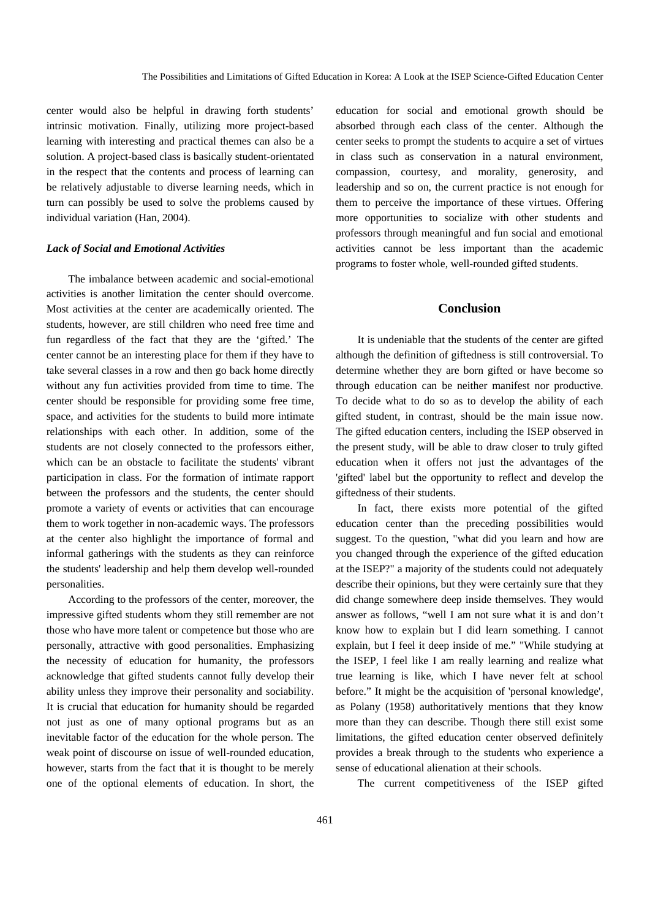center would also be helpful in drawing forth students' intrinsic motivation. Finally, utilizing more project-based learning with interesting and practical themes can also be a solution. A project-based class is basically student-orientated in the respect that the contents and process of learning can be relatively adjustable to diverse learning needs, which in turn can possibly be used to solve the problems caused by individual variation (Han, 2004).

### *Lack of Social and Emotional Activities*

The imbalance between academic and social-emotional activities is another limitation the center should overcome. Most activities at the center are academically oriented. The students, however, are still children who need free time and fun regardless of the fact that they are the 'gifted.' The center cannot be an interesting place for them if they have to take several classes in a row and then go back home directly without any fun activities provided from time to time. The center should be responsible for providing some free time, space, and activities for the students to build more intimate relationships with each other. In addition, some of the students are not closely connected to the professors either, which can be an obstacle to facilitate the students' vibrant participation in class. For the formation of intimate rapport between the professors and the students, the center should promote a variety of events or activities that can encourage them to work together in non-academic ways. The professors at the center also highlight the importance of formal and informal gatherings with the students as they can reinforce the students' leadership and help them develop well-rounded personalities.

According to the professors of the center, moreover, the impressive gifted students whom they still remember are not those who have more talent or competence but those who are personally, attractive with good personalities. Emphasizing the necessity of education for humanity, the professors acknowledge that gifted students cannot fully develop their ability unless they improve their personality and sociability. It is crucial that education for humanity should be regarded not just as one of many optional programs but as an inevitable factor of the education for the whole person. The weak point of discourse on issue of well-rounded education, however, starts from the fact that it is thought to be merely one of the optional elements of education. In short, the education for social and emotional growth should be absorbed through each class of the center. Although the center seeks to prompt the students to acquire a set of virtues in class such as conservation in a natural environment, compassion, courtesy, and morality, generosity, and leadership and so on, the current practice is not enough for them to perceive the importance of these virtues. Offering more opportunities to socialize with other students and professors through meaningful and fun social and emotional activities cannot be less important than the academic programs to foster whole, well-rounded gifted students.

## Conclusion

It is undeniable that the students of the center are gifted although the definition of giftedness is still controversial. To determine whether they are born gifted or have become so through education can be neither manifest nor productive. To decide what to do so as to develop the ability of each gifted student, in contrast, should be the main issue now. The gifted education centers, including the ISEP observed in the present study, will be able to draw closer to truly gifted education when it offers not just the advantages of the 'gifted' label but the opportunity to reflect and develop the giftedness of their students.

In fact, there exists more potential of the gifted education center than the preceding possibilities would suggest. To the question, "what did you learn and how are you changed through the experience of the gifted education at the ISEP?" a majority of the students could not adequately describe their opinions, but they were certainly sure that they did change somewhere deep inside themselves. They would answer as follows, "well I am not sure what it is and don't know how to explain but I did learn something. I cannot explain, but I feel it deep inside of me." "While studying at the ISEP, I feel like I am really learning and realize what true learning is like, which I have never felt at school before." It might be the acquisition of 'personal knowledge', as Polany (1958) authoritatively mentions that they know more than they can describe. Though there still exist some limitations, the gifted education center observed definitely provides a break through to the students who experience a sense of educational alienation at their schools.

The current competitiveness of the ISEP gifted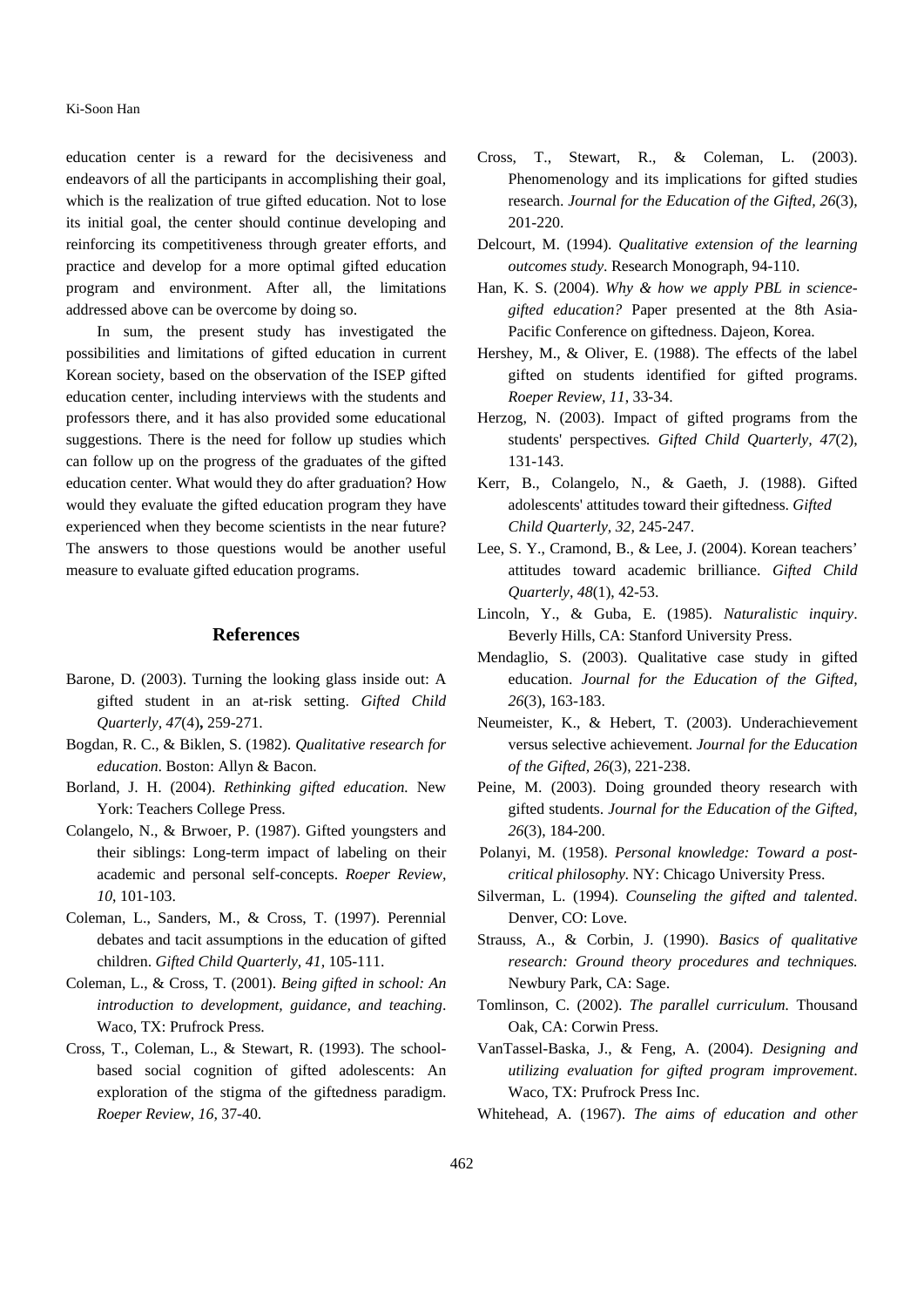education center is a reward for the decisiveness and endeavors of all the participants in accomplishing their goal, which is the realization of true gifted education. Not to lose its initial goal, the center should continue developing and reinforcing its competitiveness through greater efforts, and practice and develop for a more optimal gifted education program and environment. After all, the limitations addressed above can be overcome by doing so.

In sum, the present study has investigated the possibilities and limitations of gifted education in current Korean society, based on the observation of the ISEP gifted education center, including interviews with the students and professors there, and it has also provided some educational suggestions. There is the need for follow up studies which can follow up on the progress of the graduates of the gifted education center. What would they do after graduation? How would they evaluate the gifted education program they have experienced when they become scientists in the near future? The answers to those questions would be another useful measure to evaluate gifted education programs.

## References

Barone, D. (2003). Turning the looking glass inside out: A gifted student in an at-risk setting. *Gifted Child Quarterly, 47*(4)**,** 259-271.

Bogdan, R. C., & Biklen, S. (1982). *Qualitative research for education*. Boston: Allyn & Bacon.

Borland, J. H. (2004). *Rethinking gifted education.* New York: Teachers College Press.

Colangelo, N., & Brwoer, P. (1987). Gifted youngsters and their siblings: Long-term impact of labeling on their academic and personal self-concepts. *Roeper Review, 10*, 101-103.

Coleman, L., Sanders, M., & Cross, T. (1997). Perennial debates and tacit assumptions in the education of gifted children. *Gifted Child Quarterly, 41*, 105-111.

Coleman, L., & Cross, T. (2001). *Being gifted in school: An introduction to development, guidance, and teaching*. Waco, TX: Prufrock Press.

Cross, T., Coleman, L., & Stewart, R. (1993). The school-based social cognition of gifted adolescents: An exploration of the stigma of the giftedness paradigm. *Roeper Review, 16,* 37-40.

Cross, T., Stewart, R., & Coleman, L. (2003). Phenomenology and its implications for gifted studies research. *Journal for the Education of the Gifted, 26*(3), 201-220.

Delcourt, M. (1994). *Qualitative extension of the learning outcomes study*. Research Monograph, 94-110.

Han, K. S. (2004). *Why & how we apply PBL in science-gifted education?* Paper presented at the 8th Asia-Pacific Conference on giftedness. Dajeon, Korea.

Hershey, M., & Oliver, E. (1988). The effects of the label gifted on students identified for gifted programs. *Roeper Review, 11*, 33-34.

Herzog, N. (2003). Impact of gifted programs from the students' perspectives*. Gifted Child Quarterly, 47*(2), 131-143.

Kerr, B., Colangelo, N., & Gaeth, J. (1988). Gifted adolescents' attitudes toward their giftedness. *Gifted Child Quarterly, 32,* 245-247.

Lee, S. Y., Cramond, B., & Lee, J. (2004). Korean teachers' attitudes toward academic brilliance. *Gifted Child Quarterly*, *48*(1), 42-53.

Lincoln, Y., & Guba, E. (1985). *Naturalistic inquiry*. Beverly Hills, CA: Stanford University Press.

Mendaglio, S. (2003). Qualitative case study in gifted education. *Journal for the Education of the Gifted, 26*(3), 163-183.

Neumeister, K., & Hebert, T. (2003). Underachievement versus selective achievement. *Journal for the Education of the Gifted, 26*(3), 221-238.

Peine, M. (2003). Doing grounded theory research with gifted students. *Journal for the Education of the Gifted, 26*(3), 184-200.

Polanyi, M. (1958). *Personal knowledge: Toward a post-critical philosophy*. NY: Chicago University Press.

Silverman, L. (1994). *Counseling the gifted and talented*. Denver, CO: Love.

Strauss, A., & Corbin, J. (1990). *Basics of qualitative research: Ground theory procedures and techniques.* Newbury Park, CA: Sage.

Tomlinson, C. (2002). *The parallel curriculum.* Thousand Oak, CA: Corwin Press.

VanTassel-Baska, J., & Feng, A. (2004). *Designing and utilizing evaluation for gifted program improvement*. Waco, TX: Prufrock Press Inc.

Whitehead, A. (1967). *The aims of education and other*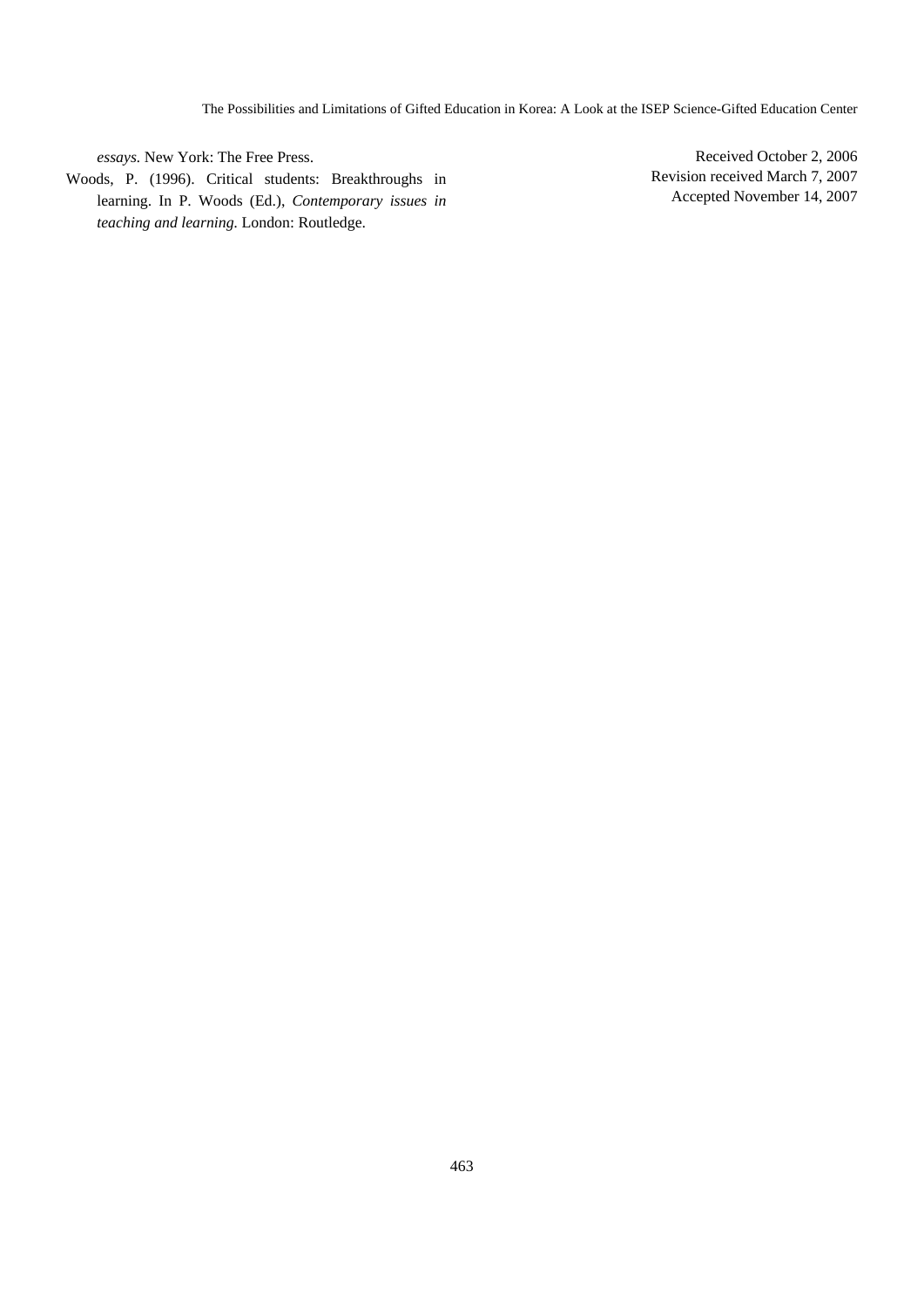*essays*. New York: The Free Press.

Woods, P. (1996). Critical students: Breakthroughs in learning. In P. Woods (Ed.), *Contemporary issues in teaching and learning*. London: Routledge.

Received October 2, 2006
Revision received March 7, 2007
Accepted November 14, 2007